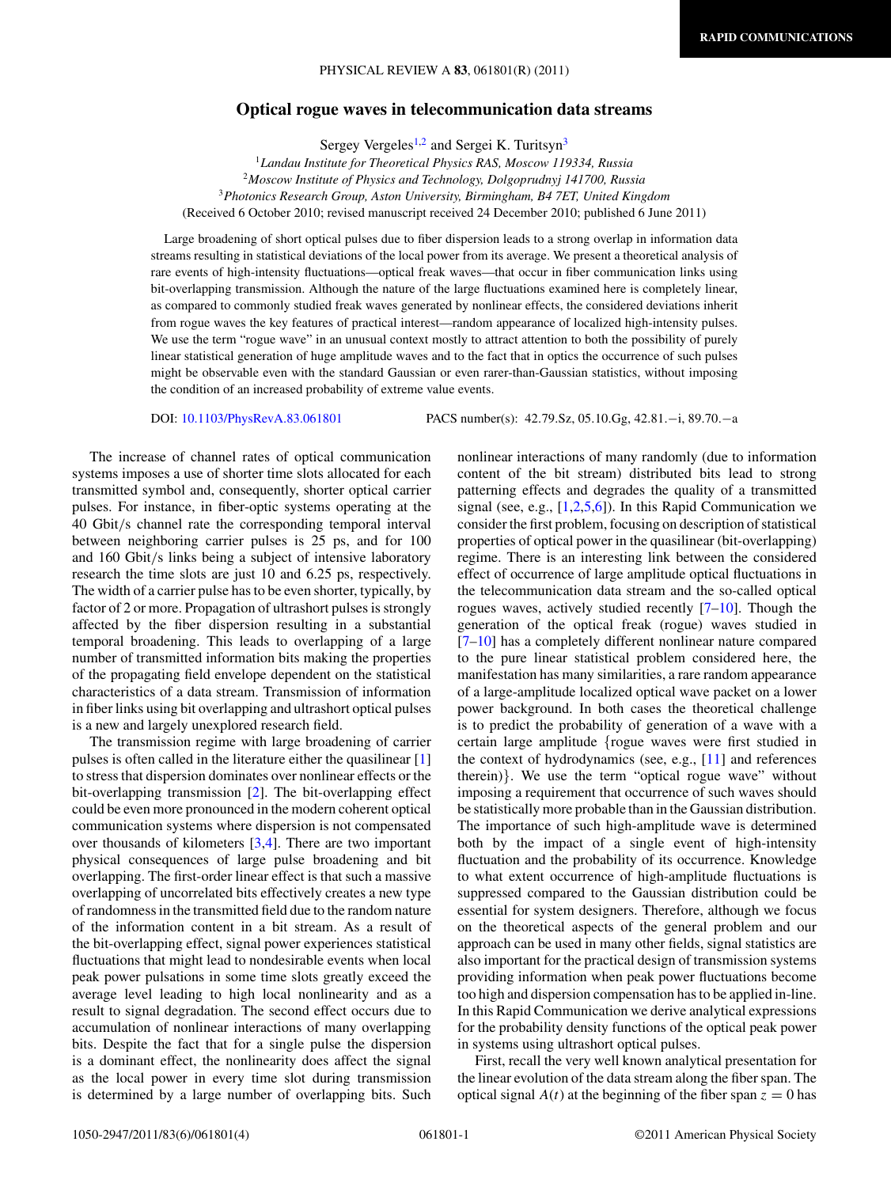# Optical rogue waves in telecommunication data streams

Sergey Vergeles[1,2] and Sergei K. Turitsyn[3]

[1]*Landau Institute for Theoretical Physics RAS, Moscow 119334, Russia*
[2]*Moscow Institute of Physics and Technology, Dolgoprudnyj 141700, Russia*
[3]*Photonics Research Group, Aston University, Birmingham, B4 7ET, United Kingdom*

(Received 6 October 2010; revised manuscript received 24 December 2010; published 6 June 2011)

Large broadening of short optical pulses due to fiber dispersion leads to a strong overlap in information data streams resulting in statistical deviations of the local power from its average. We present a theoretical analysis of rare events of high-intensity fluctuations—optical freak waves—that occur in fiber communication links using bit-overlapping transmission. Although the nature of the large fluctuations examined here is completely linear, as compared to commonly studied freak waves generated by nonlinear effects, the considered deviations inherit from rogue waves the key features of practical interest—random appearance of localized high-intensity pulses. We use the term "rogue wave" in an unusual context mostly to attract attention to both the possibility of purely linear statistical generation of huge amplitude waves and to the fact that in optics the occurrence of such pulses might be observable even with the standard Gaussian or even rarer-than-Gaussian statistics, without imposing the condition of an increased probability of extreme value events.

DOI: 10.1103/PhysRevA.83.061801 PACS number(s): 42.79.Sz, 05.10.Gg, 42.81.−i, 89.70.−a

The increase of channel rates of optical communication systems imposes a use of shorter time slots allocated for each transmitted symbol and, consequently, shorter optical carrier pulses. For instance, in fiber-optic systems operating at the 40 Gbit/s channel rate the corresponding temporal interval between neighboring carrier pulses is 25 ps, and for 100 and 160 Gbit/s links being a subject of intensive laboratory research the time slots are just 10 and 6.25 ps, respectively. The width of a carrier pulse has to be even shorter, typically, by factor of 2 or more. Propagation of ultrashort pulses is strongly affected by the fiber dispersion resulting in a substantial temporal broadening. This leads to overlapping of a large number of transmitted information bits making the properties of the propagating field envelope dependent on the statistical characteristics of a data stream. Transmission of information in fiber links using bit overlapping and ultrashort optical pulses is a new and largely unexplored research field.

The transmission regime with large broadening of carrier pulses is often called in the literature either the quasilinear [1] to stress that dispersion dominates over nonlinear effects or the bit-overlapping transmission [2]. The bit-overlapping effect could be even more pronounced in the modern coherent optical communication systems where dispersion is not compensated over thousands of kilometers [3,4]. There are two important physical consequences of large pulse broadening and bit overlapping. The first-order linear effect is that such a massive overlapping of uncorrelated bits effectively creates a new type of randomness in the transmitted field due to the random nature of the information content in a bit stream. As a result of the bit-overlapping effect, signal power experiences statistical fluctuations that might lead to nondesirable events when local peak power pulsations in some time slots greatly exceed the average level leading to high local nonlinearity and as a result to signal degradation. The second effect occurs due to accumulation of nonlinear interactions of many overlapping bits. Despite the fact that for a single pulse the dispersion is a dominant effect, the nonlinearity does affect the signal as the local power in every time slot during transmission is determined by a large number of overlapping bits. Such nonlinear interactions of many randomly (due to information content of the bit stream) distributed bits lead to strong patterning effects and degrades the quality of a transmitted signal (see, e.g., [1,2,5,6]). In this Rapid Communication we consider the first problem, focusing on description of statistical properties of optical power in the quasilinear (bit-overlapping) regime. There is an interesting link between the considered effect of occurrence of large amplitude optical fluctuations in the telecommunication data stream and the so-called optical rogues waves, actively studied recently [7–10]. Though the generation of the optical freak (rogue) waves studied in [7–10] has a completely different nonlinear nature compared to the pure linear statistical problem considered here, the manifestation has many similarities, a rare random appearance of a large-amplitude localized optical wave packet on a lower power background. In both cases the theoretical challenge is to predict the probability of generation of a wave with a certain large amplitude {rogue waves were first studied in the context of hydrodynamics (see, e.g., [11] and references therein)}. We use the term "optical rogue wave" without imposing a requirement that occurrence of such waves should be statistically more probable than in the Gaussian distribution. The importance of such high-amplitude wave is determined both by the impact of a single event of high-intensity fluctuation and the probability of its occurrence. Knowledge to what extent occurrence of high-amplitude fluctuations is suppressed compared to the Gaussian distribution could be essential for system designers. Therefore, although we focus on the theoretical aspects of the general problem and our approach can be used in many other fields, signal statistics are also important for the practical design of transmission systems providing information when peak power fluctuations become too high and dispersion compensation has to be applied in-line. In this Rapid Communication we derive analytical expressions for the probability density functions of the optical peak power in systems using ultrashort optical pulses.

First, recall the very well known analytical presentation for the linear evolution of the data stream along the fiber span. The optical signal $A(t)$ at the beginning of the fiber span $z = 0$ has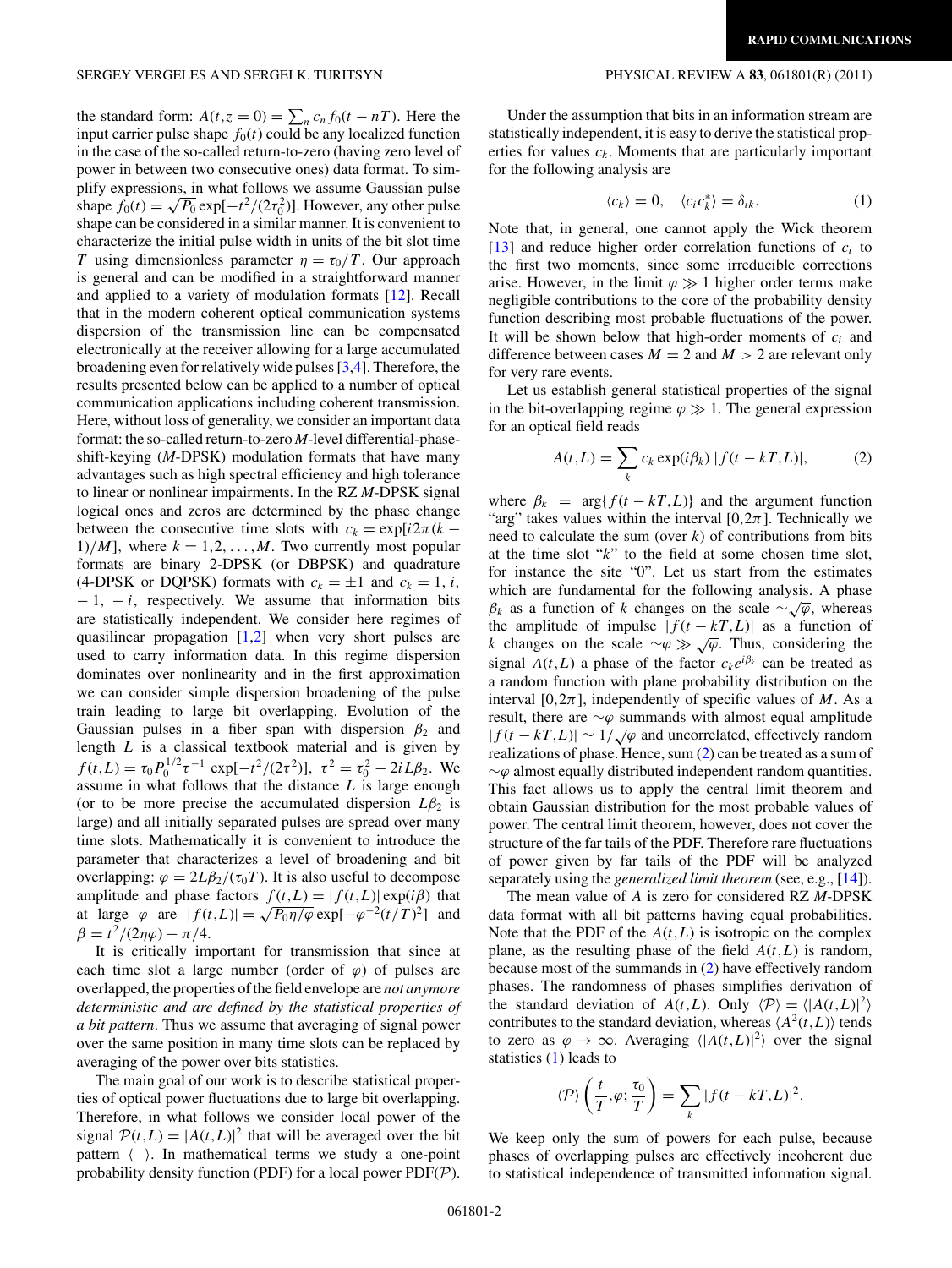the standard form: $A(t,z=0)=\sum_n c_n f_0(t-nT)$. Here the input carrier pulse shape $f_0(t)$ could be any localized function in the case of the so-called return-to-zero (having zero level of power in between two consecutive ones) data format. To simplify expressions, in what follows we assume Gaussian pulse shape $f_0(t)=\sqrt{P_0}\exp[-t^2/(2\tau_0^2)]$. However, any other pulse shape can be considered in a similar manner. It is convenient to characterize the initial pulse width in units of the bit slot time $T$ using dimensionless parameter $\eta=\tau_0/T$. Our approach is general and can be modified in a straightforward manner and applied to a variety of modulation formats [12]. Recall that in the modern coherent optical communication systems dispersion of the transmission line can be compensated electronically at the receiver allowing for a large accumulated broadening even for relatively wide pulses [3,4]. Therefore, the results presented below can be applied to a number of optical communication applications including coherent transmission. Here, without loss of generality, we consider an important data format: the so-called return-to-zero $M$-level differential-phase-shift-keying ($M$-DPSK) modulation formats that have many advantages such as high spectral efficiency and high tolerance to linear or nonlinear impairments. In the RZ $M$-DPSK signal logical ones and zeros are determined by the phase change between the consecutive time slots with $c_k=\exp[i2\pi(k-1)/M]$, where $k=1,2,\ldots,M$. Two currently most popular formats are binary 2-DPSK (or DBPSK) and quadrature (4-DPSK or DQPSK) formats with $c_k=\pm1$ and $c_k=1,\,i,\,-1,\,-i$, respectively. We assume that information bits are statistically independent. We consider here regimes of quasilinear propagation [1,2] when very short pulses are used to carry information data. In this regime dispersion dominates over nonlinearity and in the first approximation we can consider simple dispersion broadening of the pulse train leading to large bit overlapping. Evolution of the Gaussian pulses in a fiber span with dispersion $\beta_2$ and length $L$ is a classical textbook material and is given by $f(t,L)=\tau_0 P_0^{1/2}\tau^{-1}\exp[-t^2/(2\tau^2)]$, $\tau^2=\tau_0^2-2iL\beta_2$. We assume in what follows that the distance $L$ is large enough (or to be more precise the accumulated dispersion $L\beta_2$ is large) and all initially separated pulses are spread over many time slots. Mathematically it is convenient to introduce the parameter that characterizes a level of broadening and bit overlapping: $\varphi=2L\beta_2/(\tau_0 T)$. It is also useful to decompose amplitude and phase factors $f(t,L)=|f(t,L)|\exp(i\beta)$ that at large $\varphi$ are $|f(t,L)|=\sqrt{P_0\eta/\varphi}\exp[-\varphi^{-2}(t/T)^2]$ and $\beta=t^2/(2\eta\varphi)-\pi/4$.

It is critically important for transmission that since at each time slot a large number (order of $\varphi$) of pulses are overlapped, the properties of the field envelope are *not anymore deterministic and are defined by the statistical properties of a bit pattern*. Thus we assume that averaging of signal power over the same position in many time slots can be replaced by averaging of the power over bits statistics.

The main goal of our work is to describe statistical properties of optical power fluctuations due to large bit overlapping. Therefore, in what follows we consider local power of the signal $\mathcal{P}(t,L)=|A(t,L)|^2$ that will be averaged over the bit pattern $\langle\ \rangle$. In mathematical terms we study a one-point probability density function (PDF) for a local power PDF($\mathcal{P}$).

Under the assumption that bits in an information stream are statistically independent, it is easy to derive the statistical properties for values $c_k$. Moments that are particularly important for the following analysis are

$$\langle c_k\rangle=0,\quad \langle c_i c_k^*\rangle=\delta_{ik}. \tag{1}$$

Note that, in general, one cannot apply the Wick theorem [13] and reduce higher order correlation functions of $c_i$ to the first two moments, since some irreducible corrections arise. However, in the limit $\varphi\gg1$ higher order terms make negligible contributions to the core of the probability density function describing most probable fluctuations of the power. It will be shown below that high-order moments of $c_i$ and difference between cases $M=2$ and $M>2$ are relevant only for very rare events.

Let us establish general statistical properties of the signal in the bit-overlapping regime $\varphi\gg1$. The general expression for an optical field reads

$$A(t,L)=\sum_k c_k\exp(i\beta_k)\,|f(t-kT,L)|, \tag{2}$$

where $\beta_k=\arg\{f(t-kT,L)\}$ and the argument function "arg" takes values within the interval $[0,2\pi]$. Technically we need to calculate the sum (over $k$) of contributions from bits at the time slot "$k$" to the field at some chosen time slot, for instance the site "0". Let us start from the estimates which are fundamental for the following analysis. A phase $\beta_k$ as a function of $k$ changes on the scale $\sim\sqrt{\varphi}$, whereas the amplitude of impulse $|f(t-kT,L)|$ as a function of $k$ changes on the scale $\sim\varphi\gg\sqrt{\varphi}$. Thus, considering the signal $A(t,L)$ a phase of the factor $c_k e^{i\beta_k}$ can be treated as a random function with plane probability distribution on the interval $[0,2\pi]$, independently of specific values of $M$. As a result, there are $\sim\varphi$ summands with almost equal amplitude $|f(t-kT,L)|\sim1/\sqrt{\varphi}$ and uncorrelated, effectively random realizations of phase. Hence, sum (2) can be treated as a sum of $\sim\varphi$ almost equally distributed independent random quantities. This fact allows us to apply the central limit theorem and obtain Gaussian distribution for the most probable values of power. The central limit theorem, however, does not cover the structure of the far tails of the PDF. Therefore rare fluctuations of power given by far tails of the PDF will be analyzed separately using the *generalized limit theorem* (see, e.g., [14]).

The mean value of $A$ is zero for considered RZ $M$-DPSK data format with all bit patterns having equal probabilities. Note that the PDF of the $A(t,L)$ is isotropic on the complex plane, as the resulting phase of the field $A(t,L)$ is random, because most of the summands in (2) have effectively random phases. The randomness of phases simplifies derivation of the standard deviation of $A(t,L)$. Only $\langle\mathcal{P}\rangle=\langle|A(t,L)|^2\rangle$ contributes to the standard deviation, whereas $\langle A^2(t,L)\rangle$ tends to zero as $\varphi\to\infty$. Averaging $\langle|A(t,L)|^2\rangle$ over the signal statistics (1) leads to

$$\langle\mathcal{P}\rangle\left(\frac{t}{T},\varphi;\frac{\tau_0}{T}\right)=\sum_k|f(t-kT,L)|^2.$$

We keep only the sum of powers for each pulse, because phases of overlapping pulses are effectively incoherent due to statistical independence of transmitted information signal.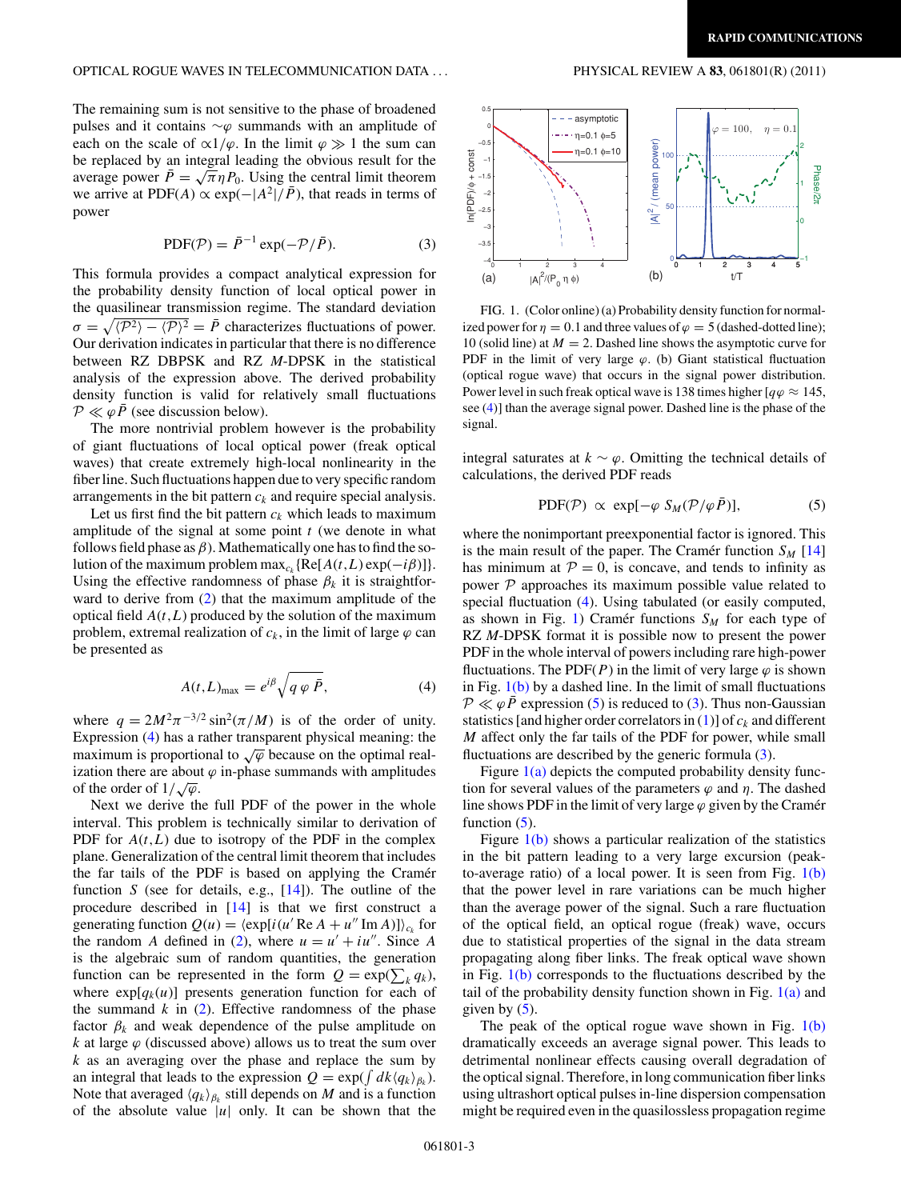The remaining sum is not sensitive to the phase of broadened pulses and it contains $\sim\varphi$ summands with an amplitude of each on the scale of $\propto 1/\varphi$. In the limit $\varphi \gg 1$ the sum can be replaced by an integral leading the obvious result for the average power $\bar{P} = \sqrt{\pi}\eta P_0$. Using the central limit theorem we arrive at $\mathrm{PDF}(A) \propto \exp(-|A^2|/\bar{P})$, that reads in terms of power

$$\mathrm{PDF}(\mathcal{P}) = \bar{P}^{-1}\exp(-\mathcal{P}/\bar{P}). \tag{3}$$

This formula provides a compact analytical expression for the probability density function of local optical power in the quasilinear transmission regime. The standard deviation $\sigma = \sqrt{\langle \mathcal{P}^2\rangle - \langle \mathcal{P}\rangle^2} = \bar{P}$ characterizes fluctuations of power. Our derivation indicates in particular that there is no difference between RZ DBPSK and RZ $M$-DPSK in the statistical analysis of the expression above. The derived probability density function is valid for relatively small fluctuations $\mathcal{P} \ll \varphi\bar{P}$ (see discussion below).

The more nontrivial problem however is the probability of giant fluctuations of local optical power (freak optical waves) that create extremely high-local nonlinearity in the fiber line. Such fluctuations happen due to very specific random arrangements in the bit pattern $c_k$ and require special analysis.

Let us first find the bit pattern $c_k$ which leads to maximum amplitude of the signal at some point $t$ (we denote in what follows field phase as $\beta$). Mathematically one has to find the solution of the maximum problem $\max_{c_k}\{\mathrm{Re}[A(t,L)\exp(-i\beta)]\}$. Using the effective randomness of phase $\beta_k$ it is straightforward to derive from (2) that the maximum amplitude of the optical field $A(t,L)$ produced by the solution of the maximum problem, extremal realization of $c_k$, in the limit of large $\varphi$ can be presented as

$$A(t,L)_{\max} = e^{i\beta}\sqrt{q\,\varphi\,\bar{P}}, \tag{4}$$

where $q = 2M^2\pi^{-3/2}\sin^2(\pi/M)$ is of the order of unity. Expression (4) has a rather transparent physical meaning: the maximum is proportional to $\sqrt{\varphi}$ because on the optimal realization there are about $\varphi$ in-phase summands with amplitudes of the order of $1/\sqrt{\varphi}$.

Next we derive the full PDF of the power in the whole interval. This problem is technically similar to derivation of PDF for $A(t,L)$ due to isotropy of the PDF in the complex plane. Generalization of the central limit theorem that includes the far tails of the PDF is based on applying the Cramér function $S$ (see for details, e.g., [14]). The outline of the procedure described in [14] is that we first construct a generating function $Q(u) = \langle \exp[i(u'\,\mathrm{Re}\,A + u''\,\mathrm{Im}\,A)]\rangle_{c_k}$ for the random $A$ defined in (2), where $u = u' + iu''$. Since $A$ is the algebraic sum of random quantities, the generation function can be represented in the form $Q = \exp(\sum_k q_k)$, where $\exp[q_k(u)]$ presents generation function for each of the summand $k$ in (2). Effective randomness of the phase factor $\beta_k$ and weak dependence of the pulse amplitude on $k$ at large $\varphi$ (discussed above) allows us to treat the sum over $k$ as an averaging over the phase and replace the sum by an integral that leads to the expression $Q = \exp(\int dk\langle q_k\rangle_{\beta_k})$. Note that averaged $\langle q_k\rangle_{\beta_k}$ still depends on $M$ and is a function of the absolute value $|u|$ only. It can be shown that the integral saturates at $k \sim \varphi$. Omitting the technical details of calculations, the derived PDF reads

$$\mathrm{PDF}(\mathcal{P}) \propto \exp[-\varphi\, S_M(\mathcal{P}/\varphi\bar{P})], \tag{5}$$

where the nonimportant preexponential factor is ignored. This is the main result of the paper. The Cramér function $S_M$ [14] has minimum at $\mathcal{P} = 0$, is concave, and tends to infinity as power $\mathcal{P}$ approaches its maximum possible value related to special fluctuation (4). Using tabulated (or easily computed, as shown in Fig. 1) Cramér functions $S_M$ for each type of RZ $M$-DPSK format it is possible now to present the power PDF in the whole interval of powers including rare high-power fluctuations. The PDF($P$) in the limit of very large $\varphi$ is shown in Fig. 1(b) by a dashed line. In the limit of small fluctuations $\mathcal{P} \ll \varphi\bar{P}$ expression (5) is reduced to (3). Thus non-Gaussian statistics [and higher order correlators in (1)] of $c_k$ and different $M$ affect only the far tails of the PDF for power, while small fluctuations are described by the generic formula (3).

FIG. 1. (Color online) (a) Probability density function for normalized power for $\eta = 0.1$ and three values of $\varphi = 5$ (dashed-dotted line); 10 (solid line) at $M = 2$. Dashed line shows the asymptotic curve for PDF in the limit of very large $\varphi$. (b) Giant statistical fluctuation (optical rogue wave) that occurs in the signal power distribution. Power level in such freak optical wave is 138 times higher [$q\varphi \approx 145$, see (4)] than the average signal power. Dashed line is the phase of the signal.

Figure 1(a) depicts the computed probability density function for several values of the parameters $\varphi$ and $\eta$. The dashed line shows PDF in the limit of very large $\varphi$ given by the Cramér function (5).

Figure 1(b) shows a particular realization of the statistics in the bit pattern leading to a very large excursion (peak-to-average ratio) of a local power. It is seen from Fig. 1(b) that the power level in rare variations can be much higher than the average power of the signal. Such a rare fluctuation of the optical field, an optical rogue (freak) wave, occurs due to statistical properties of the signal in the data stream propagating along fiber links. The freak optical wave shown in Fig. 1(b) corresponds to the fluctuations described by the tail of the probability density function shown in Fig. 1(a) and given by (5).

The peak of the optical rogue wave shown in Fig. 1(b) dramatically exceeds an average signal power. This leads to detrimental nonlinear effects causing overall degradation of the optical signal. Therefore, in long communication fiber links using ultrashort optical pulses in-line dispersion compensation might be required even in the quasilossless propagation regime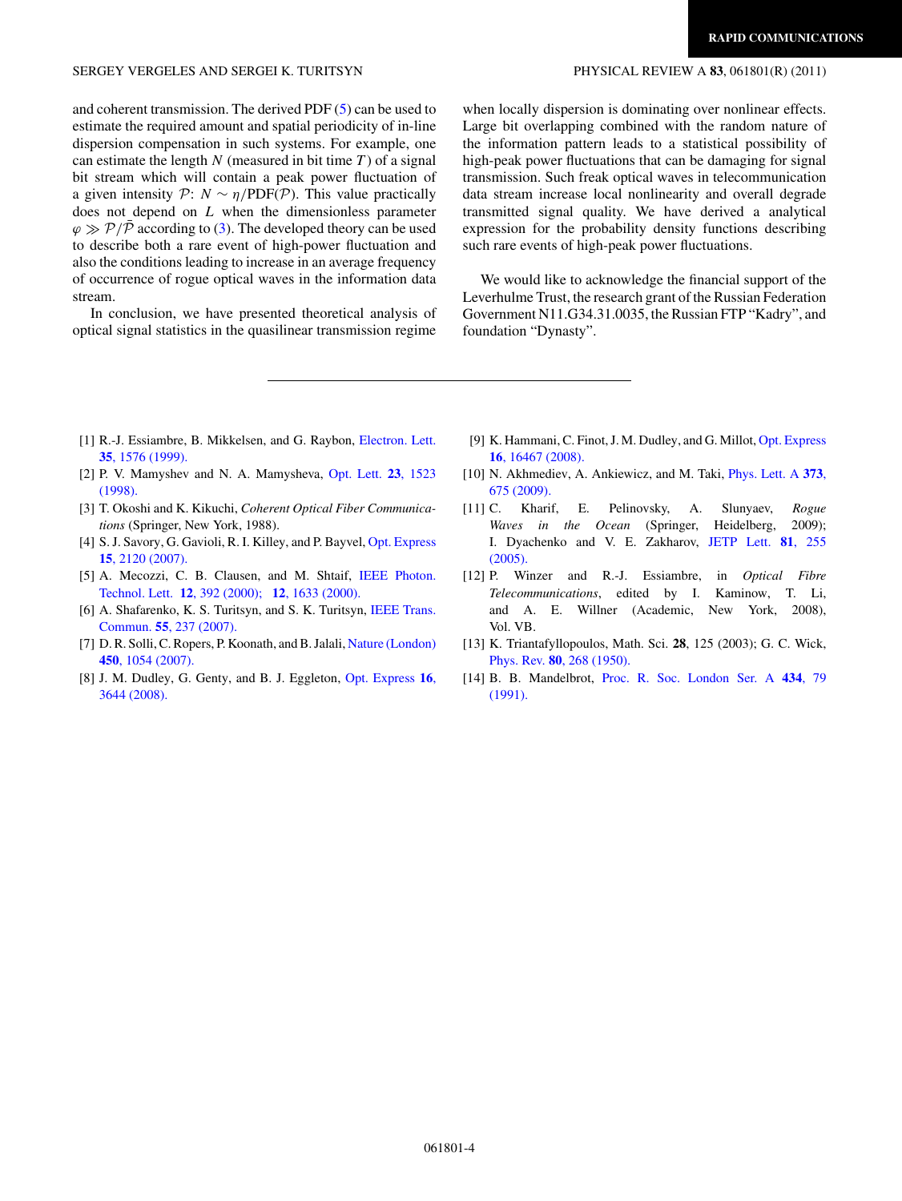and coherent transmission. The derived PDF (5) can be used to estimate the required amount and spatial periodicity of in-line dispersion compensation in such systems. For example, one can estimate the length $N$ (measured in bit time $T$) of a signal bit stream which will contain a peak power fluctuation of a given intensity $\mathcal{P}$: $N \sim \eta/\mathrm{PDF}(\mathcal{P})$. This value practically does not depend on $L$ when the dimensionless parameter $\varphi \gg \mathcal{P}/\bar{\mathcal{P}}$ according to (3). The developed theory can be used to describe both a rare event of high-power fluctuation and also the conditions leading to increase in an average frequency of occurrence of rogue optical waves in the information data stream.

In conclusion, we have presented theoretical analysis of optical signal statistics in the quasilinear transmission regime when locally dispersion is dominating over nonlinear effects. Large bit overlapping combined with the random nature of the information pattern leads to a statistical possibility of high-peak power fluctuations that can be damaging for signal transmission. Such freak optical waves in telecommunication data stream increase local nonlinearity and overall degrade transmitted signal quality. We have derived a analytical expression for the probability density functions describing such rare events of high-peak power fluctuations.

We would like to acknowledge the financial support of the Leverhulme Trust, the research grant of the Russian Federation Government N11.G34.31.0035, the Russian FTP "Kadry", and foundation "Dynasty".

---

[1] R.-J. Essiambre, B. Mikkelsen, and G. Raybon, Electron. Lett. **35**, 1576 (1999).

[2] P. V. Mamyshev and N. A. Mamysheva, Opt. Lett. **23**, 1523 (1998).

[3] T. Okoshi and K. Kikuchi, *Coherent Optical Fiber Communications* (Springer, New York, 1988).

[4] S. J. Savory, G. Gavioli, R. I. Killey, and P. Bayvel, Opt. Express **15**, 2120 (2007).

[5] A. Mecozzi, C. B. Clausen, and M. Shtaif, IEEE Photon. Technol. Lett. **12**, 392 (2000); **12**, 1633 (2000).

[6] A. Shafarenko, K. S. Turitsyn, and S. K. Turitsyn, IEEE Trans. Commun. **55**, 237 (2007).

[7] D. R. Solli, C. Ropers, P. Koonath, and B. Jalali, Nature (London) **450**, 1054 (2007).

[8] J. M. Dudley, G. Genty, and B. J. Eggleton, Opt. Express **16**, 3644 (2008).

[9] K. Hammani, C. Finot, J. M. Dudley, and G. Millot, Opt. Express **16**, 16467 (2008).

[10] N. Akhmediev, A. Ankiewicz, and M. Taki, Phys. Lett. A **373**, 675 (2009).

[11] C. Kharif, E. Pelinovsky, A. Slunyaev, *Rogue Waves in the Ocean* (Springer, Heidelberg, 2009); I. Dyachenko and V. E. Zakharov, JETP Lett. **81**, 255 (2005).

[12] P. Winzer and R.-J. Essiambre, in *Optical Fibre Telecommunications*, edited by I. Kaminow, T. Li, and A. E. Willner (Academic, New York, 2008), Vol. VB.

[13] K. Triantafyllopoulos, Math. Sci. **28**, 125 (2003); G. C. Wick, Phys. Rev. **80**, 268 (1950).

[14] B. B. Mandelbrot, Proc. R. Soc. London Ser. A **434**, 79 (1991).